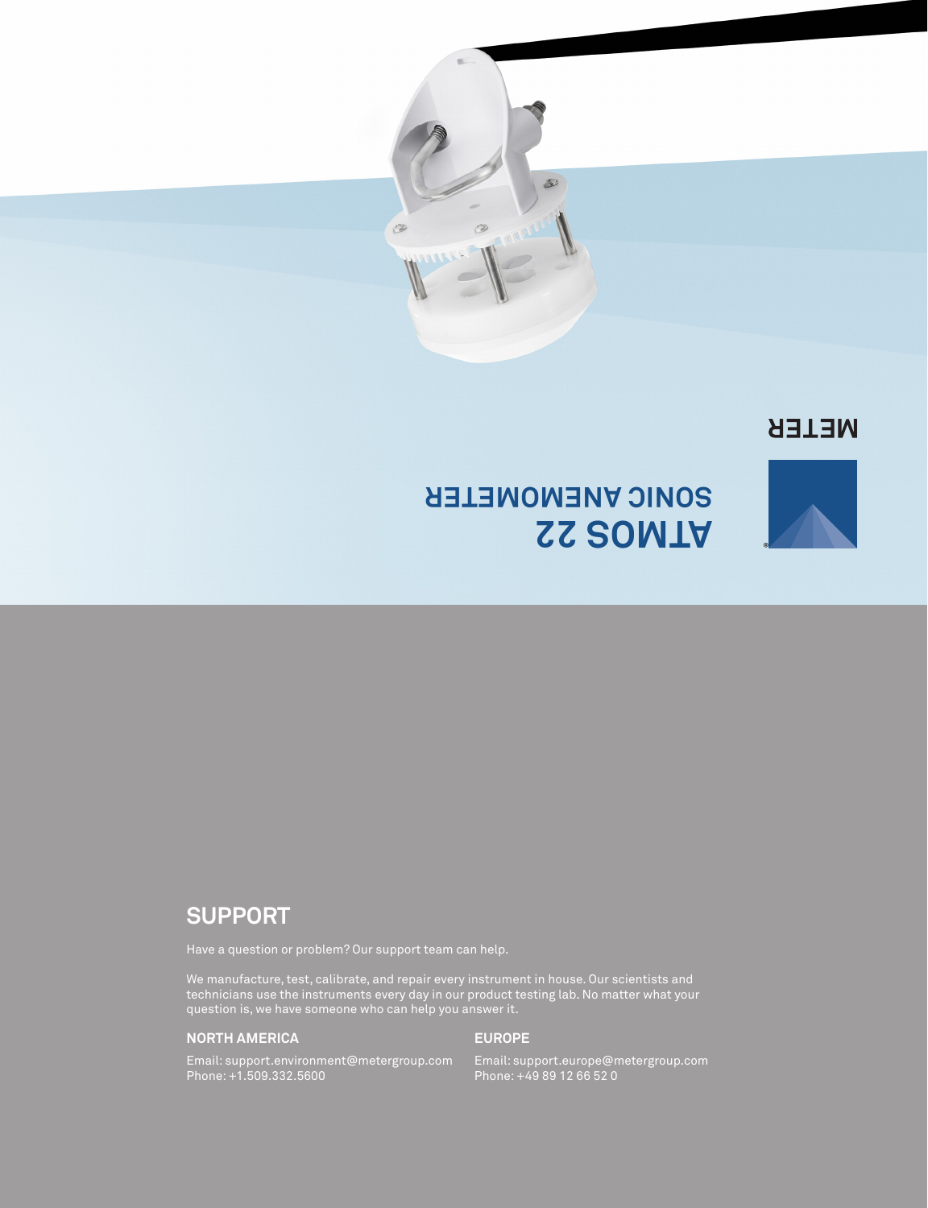METER

# ATMOS 22

## SONIC ANEMOMETER

## SUPPORT

Have a question or problem? Our support team can help.

We manufacture, test, calibrate, and repair every instrument in house. Our scientists and technicians use the instruments every day in our product testing lab. No matter what your question is, we have someone who can help you answer it.

### NORTH AMERICA

Email: support.environment@metergroup.com
Phone: +1.509.332.5600

### EUROPE

Email: support.europe@metergroup.com
Phone: +49 89 12 66 52 0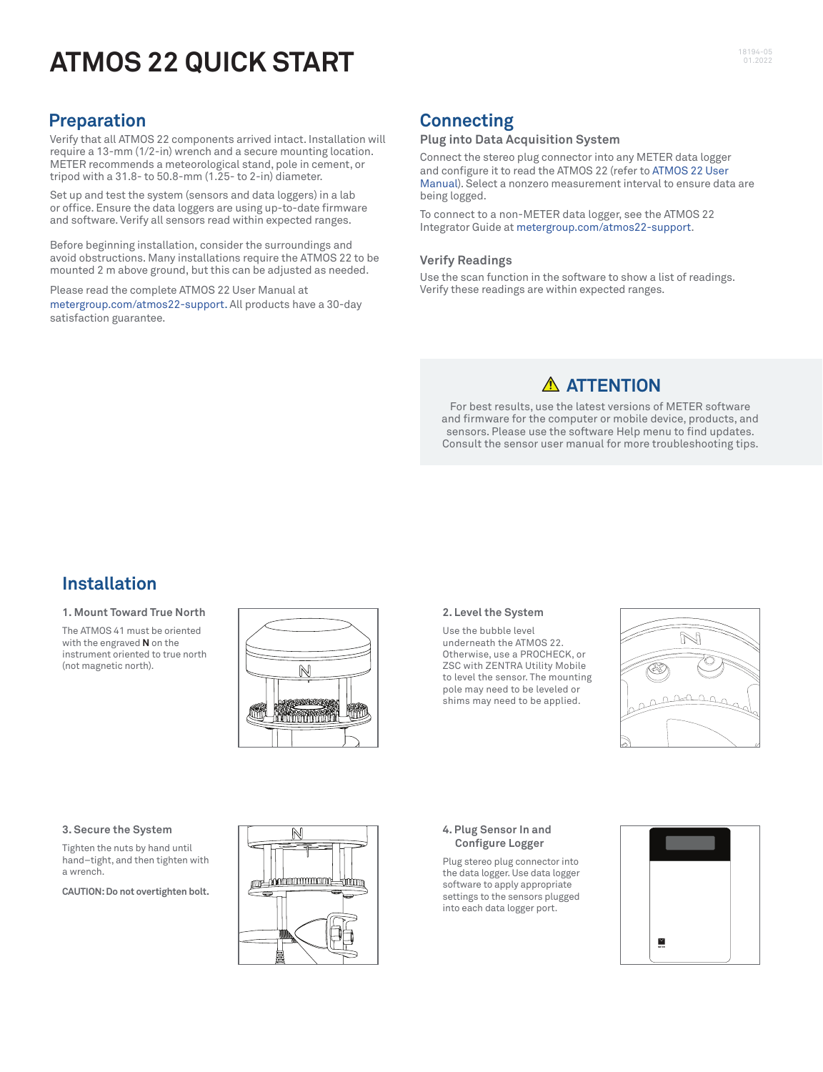# ATMOS 22 QUICK START

## Preparation

Verify that all ATMOS 22 components arrived intact. Installation will require a 13-mm (1/2-in) wrench and a secure mounting location. METER recommends a meteorological stand, pole in cement, or tripod with a 31.8- to 50.8-mm (1.25- to 2-in) diameter.

Set up and test the system (sensors and data loggers) in a lab or office. Ensure the data loggers are using up-to-date firmware and software. Verify all sensors read within expected ranges.

Before beginning installation, consider the surroundings and avoid obstructions. Many installations require the ATMOS 22 to be mounted 2 m above ground, but this can be adjusted as needed.

Please read the complete ATMOS 22 User Manual at metergroup.com/atmos22-support. All products have a 30-day satisfaction guarantee.

## Connecting

### Plug into Data Acquisition System

Connect the stereo plug connector into any METER data logger and configure it to read the ATMOS 22 (refer to ATMOS 22 User Manual). Select a nonzero measurement interval to ensure data are being logged.

To connect to a non-METER data logger, see the ATMOS 22 Integrator Guide at metergroup.com/atmos22-support.

### Verify Readings

Use the scan function in the software to show a list of readings. Verify these readings are within expected ranges.

> **⚠ ATTENTION**
>
> For best results, use the latest versions of METER software and firmware for the computer or mobile device, products, and sensors. Please use the software Help menu to find updates. Consult the sensor user manual for more troubleshooting tips.

## Installation

### 1. Mount Toward True North

The ATMOS 41 must be oriented with the engraved **N** on the instrument oriented to true north (not magnetic north).

### 2. Level the System

Use the bubble level underneath the ATMOS 22. Otherwise, use a PROCHECK, or ZSC with ZENTRA Utility Mobile to level the sensor. The mounting pole may need to be leveled or shims may need to be applied.

### 3. Secure the System

Tighten the nuts by hand until hand–tight, and then tighten with a wrench.

**CAUTION: Do not overtighten bolt.**

### 4. Plug Sensor In and Configure Logger

Plug stereo plug connector into the data logger. Use data logger software to apply appropriate settings to the sensors plugged into each data logger port.